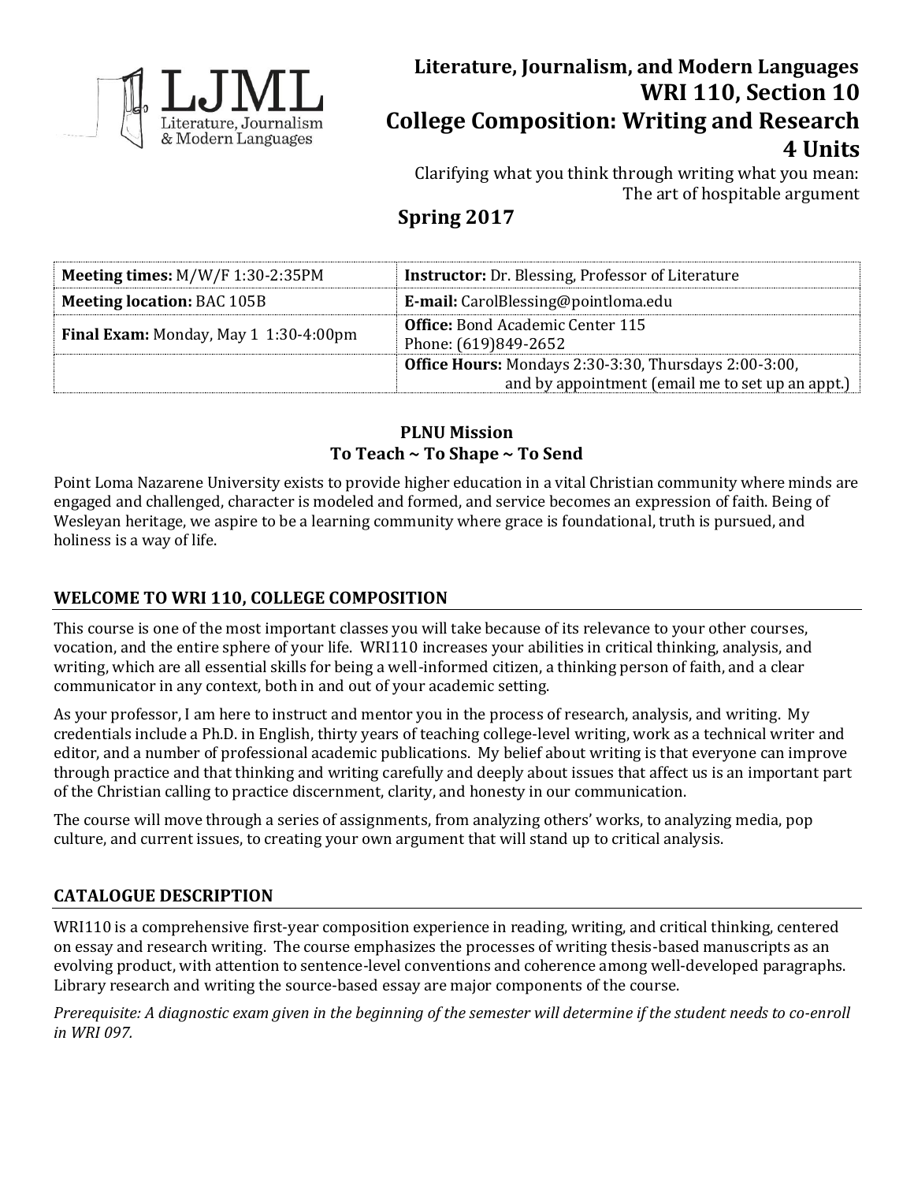LJML
Literature, Journalism & Modern Languages

# Literature, Journalism, and Modern Languages
# WRI 110, Section 10
# College Composition: Writing and Research
# 4 Units

Clarifying what you think through writing what you mean:
The art of hospitable argument

## Spring 2017

| **Meeting times:** M/W/F 1:30-2:35PM | **Instructor:** Dr. Blessing, Professor of Literature |
|---|---|
| **Meeting location:** BAC 105B | **E-mail:** CarolBlessing@pointloma.edu |
| **Final Exam:** Monday, May 1 1:30-4:00pm | **Office:** Bond Academic Center 115<br>Phone: (619)849-2652 |
| | **Office Hours:** Mondays 2:30-3:30, Thursdays 2:00-3:00, and by appointment (email me to set up an appt.) |

**PLNU Mission**
**To Teach ~ To Shape ~ To Send**

Point Loma Nazarene University exists to provide higher education in a vital Christian community where minds are engaged and challenged, character is modeled and formed, and service becomes an expression of faith. Being of Wesleyan heritage, we aspire to be a learning community where grace is foundational, truth is pursued, and holiness is a way of life.

## WELCOME TO WRI 110, COLLEGE COMPOSITION

This course is one of the most important classes you will take because of its relevance to your other courses, vocation, and the entire sphere of your life. WRI110 increases your abilities in critical thinking, analysis, and writing, which are all essential skills for being a well-informed citizen, a thinking person of faith, and a clear communicator in any context, both in and out of your academic setting.

As your professor, I am here to instruct and mentor you in the process of research, analysis, and writing. My credentials include a Ph.D. in English, thirty years of teaching college-level writing, work as a technical writer and editor, and a number of professional academic publications. My belief about writing is that everyone can improve through practice and that thinking and writing carefully and deeply about issues that affect us is an important part of the Christian calling to practice discernment, clarity, and honesty in our communication.

The course will move through a series of assignments, from analyzing others' works, to analyzing media, pop culture, and current issues, to creating your own argument that will stand up to critical analysis.

## CATALOGUE DESCRIPTION

WRI110 is a comprehensive first-year composition experience in reading, writing, and critical thinking, centered on essay and research writing. The course emphasizes the processes of writing thesis-based manuscripts as an evolving product, with attention to sentence-level conventions and coherence among well-developed paragraphs. Library research and writing the source-based essay are major components of the course.

*Prerequisite: A diagnostic exam given in the beginning of the semester will determine if the student needs to co-enroll in WRI 097.*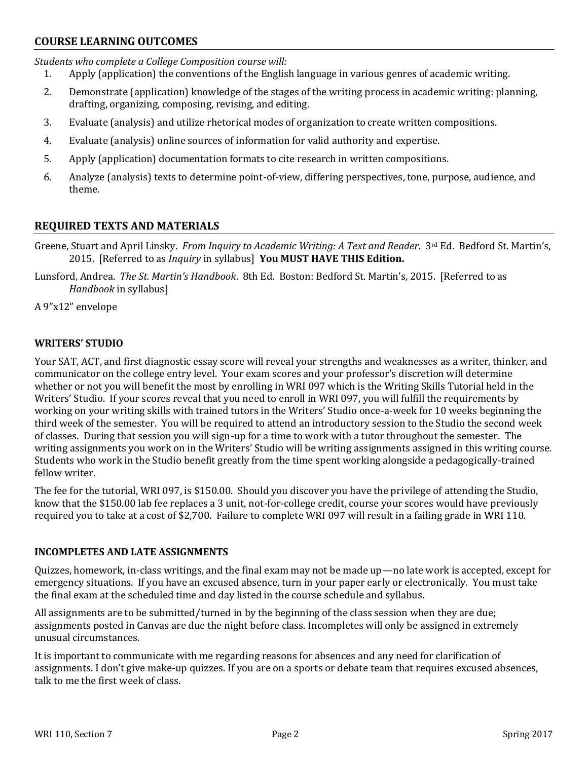## COURSE LEARNING OUTCOMES

*Students who complete a College Composition course will:*

1. Apply (application) the conventions of the English language in various genres of academic writing.
2. Demonstrate (application) knowledge of the stages of the writing process in academic writing: planning, drafting, organizing, composing, revising, and editing.
3. Evaluate (analysis) and utilize rhetorical modes of organization to create written compositions.
4. Evaluate (analysis) online sources of information for valid authority and expertise.
5. Apply (application) documentation formats to cite research in written compositions.
6. Analyze (analysis) texts to determine point-of-view, differing perspectives, tone, purpose, audience, and theme.

## REQUIRED TEXTS AND MATERIALS

Greene, Stuart and April Linsky. *From Inquiry to Academic Writing: A Text and Reader*. 3rd Ed. Bedford St. Martin's, 2015. [Referred to as *Inquiry* in syllabus] **You MUST HAVE THIS Edition.**

Lunsford, Andrea. *The St. Martin's Handbook*. 8th Ed. Boston: Bedford St. Martin's, 2015. [Referred to as *Handbook* in syllabus]

A 9"x12" envelope

### WRITERS' STUDIO

Your SAT, ACT, and first diagnostic essay score will reveal your strengths and weaknesses as a writer, thinker, and communicator on the college entry level. Your exam scores and your professor's discretion will determine whether or not you will benefit the most by enrolling in WRI 097 which is the Writing Skills Tutorial held in the Writers' Studio. If your scores reveal that you need to enroll in WRI 097, you will fulfill the requirements by working on your writing skills with trained tutors in the Writers' Studio once-a-week for 10 weeks beginning the third week of the semester. You will be required to attend an introductory session to the Studio the second week of classes. During that session you will sign-up for a time to work with a tutor throughout the semester. The writing assignments you work on in the Writers' Studio will be writing assignments assigned in this writing course. Students who work in the Studio benefit greatly from the time spent working alongside a pedagogically-trained fellow writer.

The fee for the tutorial, WRI 097, is $150.00. Should you discover you have the privilege of attending the Studio, know that the $150.00 lab fee replaces a 3 unit, not-for-college credit, course your scores would have previously required you to take at a cost of $2,700. Failure to complete WRI 097 will result in a failing grade in WRI 110.

### INCOMPLETES AND LATE ASSIGNMENTS

Quizzes, homework, in-class writings, and the final exam may not be made up—no late work is accepted, except for emergency situations. If you have an excused absence, turn in your paper early or electronically. You must take the final exam at the scheduled time and day listed in the course schedule and syllabus.

All assignments are to be submitted/turned in by the beginning of the class session when they are due; assignments posted in Canvas are due the night before class. Incompletes will only be assigned in extremely unusual circumstances.

It is important to communicate with me regarding reasons for absences and any need for clarification of assignments. I don't give make-up quizzes. If you are on a sports or debate team that requires excused absences, talk to me the first week of class.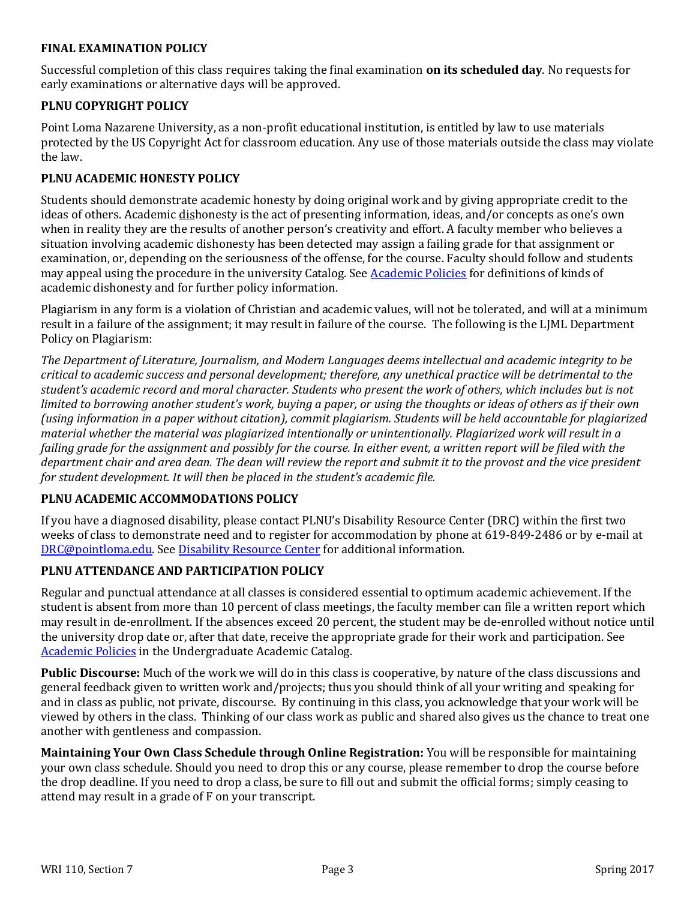### FINAL EXAMINATION POLICY

Successful completion of this class requires taking the final examination **on its scheduled day**. No requests for early examinations or alternative days will be approved.

### PLNU COPYRIGHT POLICY

Point Loma Nazarene University, as a non-profit educational institution, is entitled by law to use materials protected by the US Copyright Act for classroom education. Any use of those materials outside the class may violate the law.

### PLNU ACADEMIC HONESTY POLICY

Students should demonstrate academic honesty by doing original work and by giving appropriate credit to the ideas of others. Academic dishonesty is the act of presenting information, ideas, and/or concepts as one's own when in reality they are the results of another person's creativity and effort. A faculty member who believes a situation involving academic dishonesty has been detected may assign a failing grade for that assignment or examination, or, depending on the seriousness of the offense, for the course. Faculty should follow and students may appeal using the procedure in the university Catalog. See [Academic Policies](#) for definitions of kinds of academic dishonesty and for further policy information.

Plagiarism in any form is a violation of Christian and academic values, will not be tolerated, and will at a minimum result in a failure of the assignment; it may result in failure of the course. The following is the LJML Department Policy on Plagiarism:

*The Department of Literature, Journalism, and Modern Languages deems intellectual and academic integrity to be critical to academic success and personal development; therefore, any unethical practice will be detrimental to the student's academic record and moral character. Students who present the work of others, which includes but is not limited to borrowing another student's work, buying a paper, or using the thoughts or ideas of others as if their own (using information in a paper without citation), commit plagiarism. Students will be held accountable for plagiarized material whether the material was plagiarized intentionally or unintentionally. Plagiarized work will result in a failing grade for the assignment and possibly for the course. In either event, a written report will be filed with the department chair and area dean. The dean will review the report and submit it to the provost and the vice president for student development. It will then be placed in the student's academic file.*

### PLNU ACADEMIC ACCOMMODATIONS POLICY

If you have a diagnosed disability, please contact PLNU's Disability Resource Center (DRC) within the first two weeks of class to demonstrate need and to register for accommodation by phone at 619-849-2486 or by e-mail at [DRC@pointloma.edu](mailto:DRC@pointloma.edu). See [Disability Resource Center](#) for additional information.

### PLNU ATTENDANCE AND PARTICIPATION POLICY

Regular and punctual attendance at all classes is considered essential to optimum academic achievement. If the student is absent from more than 10 percent of class meetings, the faculty member can file a written report which may result in de-enrollment. If the absences exceed 20 percent, the student may be de-enrolled without notice until the university drop date or, after that date, receive the appropriate grade for their work and participation. See [Academic Policies](#) in the Undergraduate Academic Catalog.

**Public Discourse:** Much of the work we will do in this class is cooperative, by nature of the class discussions and general feedback given to written work and/projects; thus you should think of all your writing and speaking for and in class as public, not private, discourse. By continuing in this class, you acknowledge that your work will be viewed by others in the class. Thinking of our class work as public and shared also gives us the chance to treat one another with gentleness and compassion.

**Maintaining Your Own Class Schedule through Online Registration:** You will be responsible for maintaining your own class schedule. Should you need to drop this or any course, please remember to drop the course before the drop deadline. If you need to drop a class, be sure to fill out and submit the official forms; simply ceasing to attend may result in a grade of F on your transcript.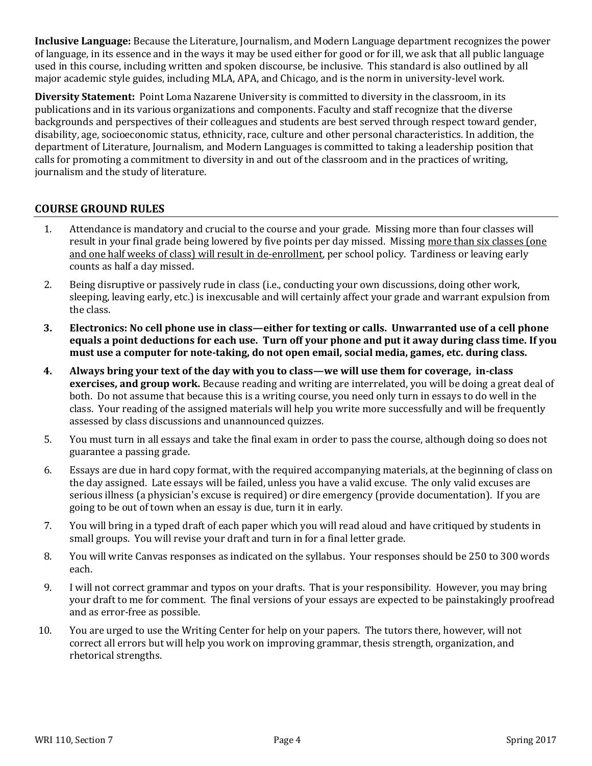**Inclusive Language:** Because the Literature, Journalism, and Modern Language department recognizes the power of language, in its essence and in the ways it may be used either for good or for ill, we ask that all public language used in this course, including written and spoken discourse, be inclusive. This standard is also outlined by all major academic style guides, including MLA, APA, and Chicago, and is the norm in university-level work.

**Diversity Statement:** Point Loma Nazarene University is committed to diversity in the classroom, in its publications and in its various organizations and components. Faculty and staff recognize that the diverse backgrounds and perspectives of their colleagues and students are best served through respect toward gender, disability, age, socioeconomic status, ethnicity, race, culture and other personal characteristics. In addition, the department of Literature, Journalism, and Modern Languages is committed to taking a leadership position that calls for promoting a commitment to diversity in and out of the classroom and in the practices of writing, journalism and the study of literature.

## COURSE GROUND RULES

1. Attendance is mandatory and crucial to the course and your grade. Missing more than four classes will result in your final grade being lowered by five points per day missed. Missing more than six classes (one and one half weeks of class) will result in de-enrollment, per school policy. Tardiness or leaving early counts as half a day missed.
2. Being disruptive or passively rude in class (i.e., conducting your own discussions, doing other work, sleeping, leaving early, etc.) is inexcusable and will certainly affect your grade and warrant expulsion from the class.
3. **Electronics: No cell phone use in class—either for texting or calls. Unwarranted use of a cell phone equals a point deductions for each use. Turn off your phone and put it away during class time. If you must use a computer for note-taking, do not open email, social media, games, etc. during class.**
4. **Always bring your text of the day with you to class—we will use them for coverage, in-class exercises, and group work.** Because reading and writing are interrelated, you will be doing a great deal of both. Do not assume that because this is a writing course, you need only turn in essays to do well in the class. Your reading of the assigned materials will help you write more successfully and will be frequently assessed by class discussions and unannounced quizzes.
5. You must turn in all essays and take the final exam in order to pass the course, although doing so does not guarantee a passing grade.
6. Essays are due in hard copy format, with the required accompanying materials, at the beginning of class on the day assigned. Late essays will be failed, unless you have a valid excuse. The only valid excuses are serious illness (a physician's excuse is required) or dire emergency (provide documentation). If you are going to be out of town when an essay is due, turn it in early.
7. You will bring in a typed draft of each paper which you will read aloud and have critiqued by students in small groups. You will revise your draft and turn in for a final letter grade.
8. You will write Canvas responses as indicated on the syllabus. Your responses should be 250 to 300 words each.
9. I will not correct grammar and typos on your drafts. That is your responsibility. However, you may bring your draft to me for comment. The final versions of your essays are expected to be painstakingly proofread and as error-free as possible.
10. You are urged to use the Writing Center for help on your papers. The tutors there, however, will not correct all errors but will help you work on improving grammar, thesis strength, organization, and rhetorical strengths.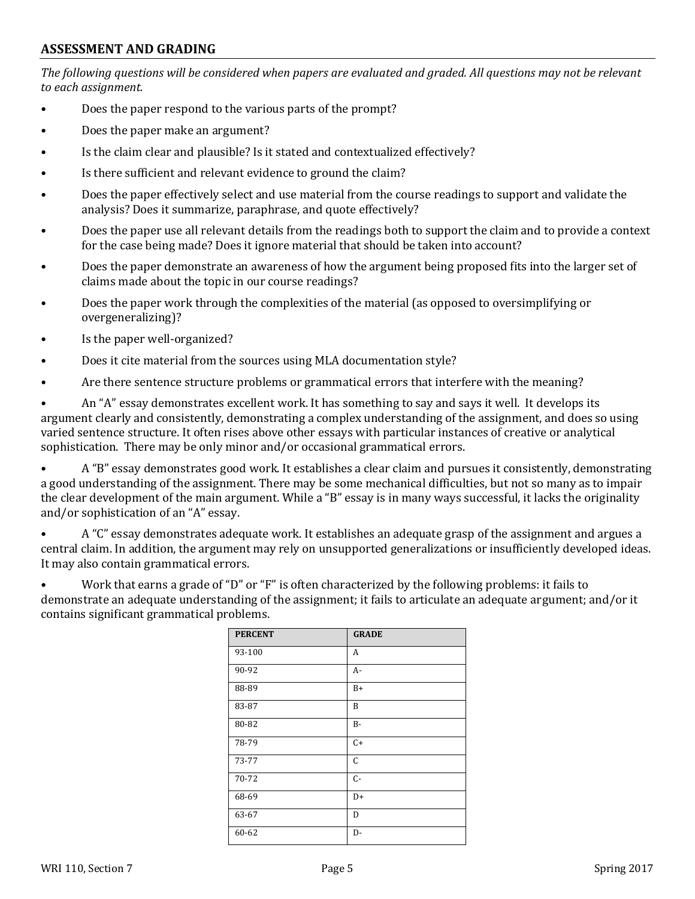## ASSESSMENT AND GRADING

*The following questions will be considered when papers are evaluated and graded. All questions may not be relevant to each assignment.*

- Does the paper respond to the various parts of the prompt?
- Does the paper make an argument?
- Is the claim clear and plausible? Is it stated and contextualized effectively?
- Is there sufficient and relevant evidence to ground the claim?
- Does the paper effectively select and use material from the course readings to support and validate the analysis? Does it summarize, paraphrase, and quote effectively?
- Does the paper use all relevant details from the readings both to support the claim and to provide a context for the case being made? Does it ignore material that should be taken into account?
- Does the paper demonstrate an awareness of how the argument being proposed fits into the larger set of claims made about the topic in our course readings?
- Does the paper work through the complexities of the material (as opposed to oversimplifying or overgeneralizing)?
- Is the paper well-organized?
- Does it cite material from the sources using MLA documentation style?
- Are there sentence structure problems or grammatical errors that interfere with the meaning?
- An "A" essay demonstrates excellent work. It has something to say and says it well. It develops its argument clearly and consistently, demonstrating a complex understanding of the assignment, and does so using varied sentence structure. It often rises above other essays with particular instances of creative or analytical sophistication. There may be only minor and/or occasional grammatical errors.
- A "B" essay demonstrates good work. It establishes a clear claim and pursues it consistently, demonstrating a good understanding of the assignment. There may be some mechanical difficulties, but not so many as to impair the clear development of the main argument. While a "B" essay is in many ways successful, it lacks the originality and/or sophistication of an "A" essay.
- A "C" essay demonstrates adequate work. It establishes an adequate grasp of the assignment and argues a central claim. In addition, the argument may rely on unsupported generalizations or insufficiently developed ideas. It may also contain grammatical errors.
- Work that earns a grade of "D" or "F" is often characterized by the following problems: it fails to demonstrate an adequate understanding of the assignment; it fails to articulate an adequate argument; and/or it contains significant grammatical problems.

| PERCENT | GRADE |
|---|---|
| 93-100 | A |
| 90-92 | A- |
| 88-89 | B+ |
| 83-87 | B |
| 80-82 | B- |
| 78-79 | C+ |
| 73-77 | C |
| 70-72 | C- |
| 68-69 | D+ |
| 63-67 | D |
| 60-62 | D- |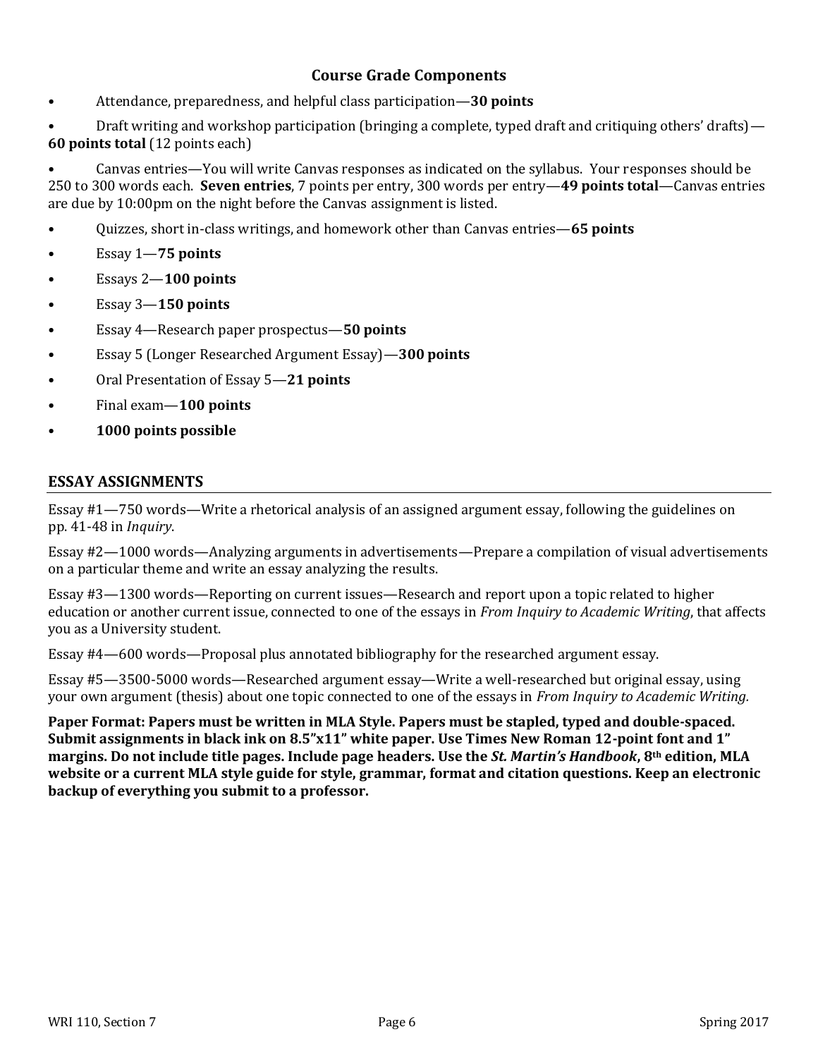## Course Grade Components

- Attendance, preparedness, and helpful class participation—**30 points**
- Draft writing and workshop participation (bringing a complete, typed draft and critiquing others' drafts)—**60 points total** (12 points each)
- Canvas entries—You will write Canvas responses as indicated on the syllabus. Your responses should be 250 to 300 words each. **Seven entries**, 7 points per entry, 300 words per entry—**49 points total**—Canvas entries are due by 10:00pm on the night before the Canvas assignment is listed.
- Quizzes, short in-class writings, and homework other than Canvas entries—**65 points**
- Essay 1—**75 points**
- Essays 2—**100 points**
- Essay 3—**150 points**
- Essay 4—Research paper prospectus—**50 points**
- Essay 5 (Longer Researched Argument Essay)—**300 points**
- Oral Presentation of Essay 5—**21 points**
- Final exam—**100 points**
- **1000 points possible**

## ESSAY ASSIGNMENTS

Essay #1—750 words—Write a rhetorical analysis of an assigned argument essay, following the guidelines on pp. 41-48 in *Inquiry*.

Essay #2—1000 words—Analyzing arguments in advertisements—Prepare a compilation of visual advertisements on a particular theme and write an essay analyzing the results.

Essay #3—1300 words—Reporting on current issues—Research and report upon a topic related to higher education or another current issue, connected to one of the essays in *From Inquiry to Academic Writing*, that affects you as a University student.

Essay #4—600 words—Proposal plus annotated bibliography for the researched argument essay.

Essay #5—3500-5000 words—Researched argument essay—Write a well-researched but original essay, using your own argument (thesis) about one topic connected to one of the essays in *From Inquiry to Academic Writing.*

**Paper Format: Papers must be written in MLA Style. Papers must be stapled, typed and double-spaced. Submit assignments in black ink on 8.5"x11" white paper. Use Times New Roman 12-point font and 1" margins. Do not include title pages. Include page headers. Use the *St. Martin's Handbook*, 8th edition, MLA website or a current MLA style guide for style, grammar, format and citation questions. Keep an electronic backup of everything you submit to a professor.**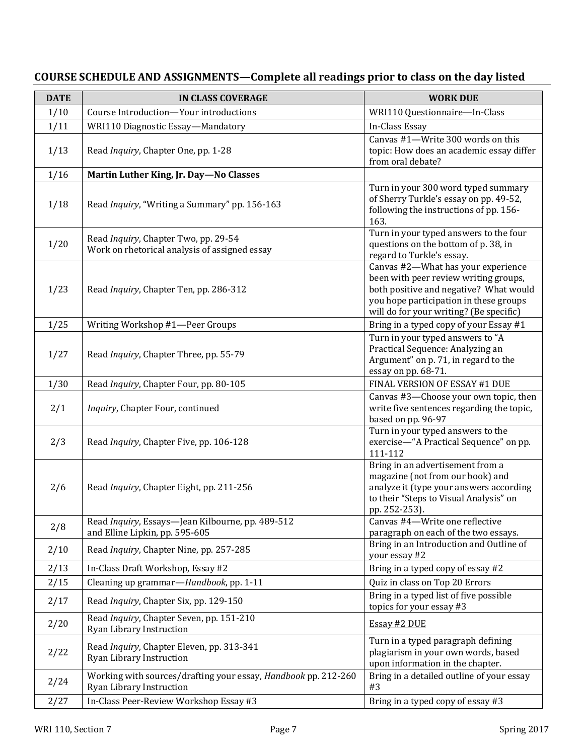## COURSE SCHEDULE AND ASSIGNMENTS—Complete all readings prior to class on the day listed

| DATE | IN CLASS COVERAGE | WORK DUE |
|---|---|---|
| 1/10 | Course Introduction—Your introductions | WRI110 Questionnaire—In-Class |
| 1/11 | WRI110 Diagnostic Essay—Mandatory | In-Class Essay |
| 1/13 | Read *Inquiry*, Chapter One, pp. 1-28 | Canvas #1—Write 300 words on this topic: How does an academic essay differ from oral debate? |
| 1/16 | **Martin Luther King, Jr. Day—No Classes** | |
| 1/18 | Read *Inquiry*, "Writing a Summary" pp. 156-163 | Turn in your 300 word typed summary of Sherry Turkle's essay on pp. 49-52, following the instructions of pp. 156-163. |
| 1/20 | Read *Inquiry*, Chapter Two, pp. 29-54<br>Work on rhetorical analysis of assigned essay | Turn in your typed answers to the four questions on the bottom of p. 38, in regard to Turkle's essay. |
| 1/23 | Read *Inquiry*, Chapter Ten, pp. 286-312 | Canvas #2—What has your experience been with peer review writing groups, both positive and negative? What would you hope participation in these groups will do for your writing? (Be specific) |
| 1/25 | Writing Workshop #1—Peer Groups | Bring in a typed copy of your Essay #1 |
| 1/27 | Read *Inquiry*, Chapter Three, pp. 55-79 | Turn in your typed answers to "A Practical Sequence: Analyzing an Argument" on p. 71, in regard to the essay on pp. 68-71. |
| 1/30 | Read *Inquiry*, Chapter Four, pp. 80-105 | FINAL VERSION OF ESSAY #1 DUE |
| 2/1 | *Inquiry*, Chapter Four, continued | Canvas #3—Choose your own topic, then write five sentences regarding the topic, based on pp. 96-97 |
| 2/3 | Read *Inquiry*, Chapter Five, pp. 106-128 | Turn in your typed answers to the exercise—"A Practical Sequence" on pp. 111-112 |
| 2/6 | Read *Inquiry*, Chapter Eight, pp. 211-256 | Bring in an advertisement from a magazine (not from our book) and analyze it (type your answers according to their "Steps to Visual Analysis" on pp. 252-253). |
| 2/8 | Read *Inquiry*, Essays—Jean Kilbourne, pp. 489-512<br>and Elline Lipkin, pp. 595-605 | Canvas #4—Write one reflective paragraph on each of the two essays. |
| 2/10 | Read *Inquiry*, Chapter Nine, pp. 257-285 | Bring in an Introduction and Outline of your essay #2 |
| 2/13 | In-Class Draft Workshop, Essay #2 | Bring in a typed copy of essay #2 |
| 2/15 | Cleaning up grammar—*Handbook*, pp. 1-11 | Quiz in class on Top 20 Errors |
| 2/17 | Read *Inquiry*, Chapter Six, pp. 129-150 | Bring in a typed list of five possible topics for your essay #3 |
| 2/20 | Read *Inquiry*, Chapter Seven, pp. 151-210<br>Ryan Library Instruction | <u>Essay #2 DUE</u> |
| 2/22 | Read *Inquiry*, Chapter Eleven, pp. 313-341<br>Ryan Library Instruction | Turn in a typed paragraph defining plagiarism in your own words, based upon information in the chapter. |
| 2/24 | Working with sources/drafting your essay, *Handbook* pp. 212-260<br>Ryan Library Instruction | Bring in a detailed outline of your essay #3 |
| 2/27 | In-Class Peer-Review Workshop Essay #3 | Bring in a typed copy of essay #3 |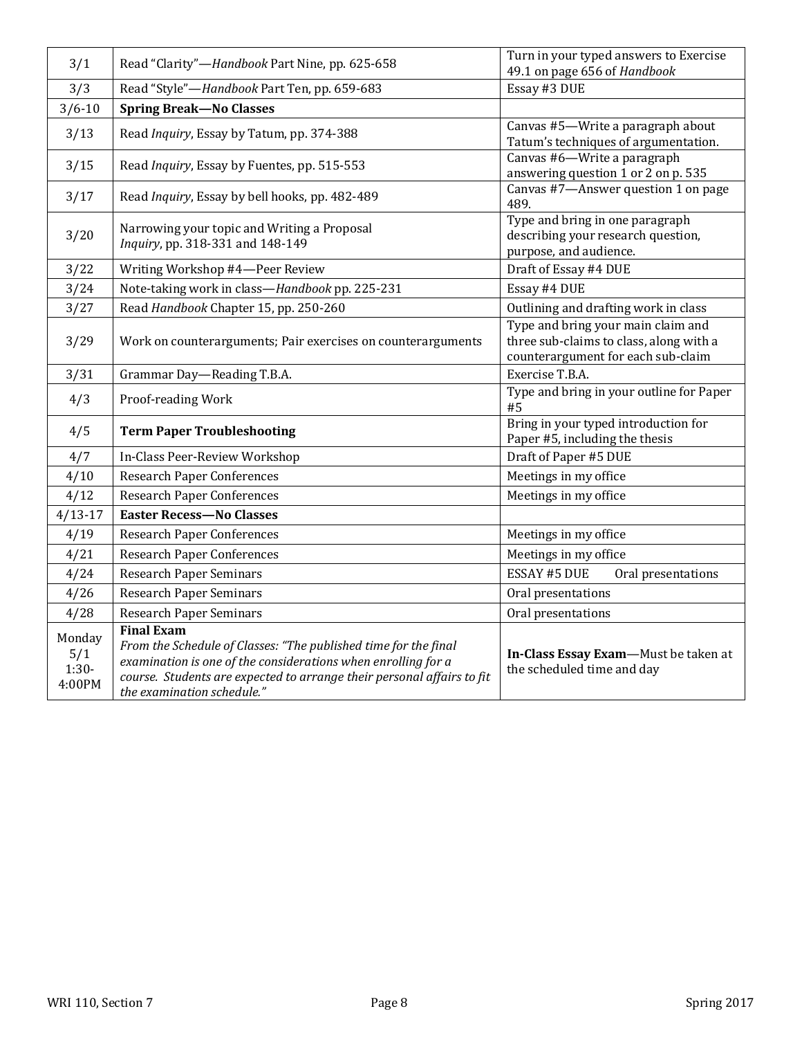| | | |
|---|---|---|
| 3/1 | Read "Clarity"—*Handbook* Part Nine, pp. 625-658 | Turn in your typed answers to Exercise 49.1 on page 656 of *Handbook* |
| 3/3 | Read "Style"—*Handbook* Part Ten, pp. 659-683 | Essay #3 DUE |
| 3/6-10 | **Spring Break—No Classes** | |
| 3/13 | Read *Inquiry*, Essay by Tatum, pp. 374-388 | Canvas #5—Write a paragraph about Tatum's techniques of argumentation. |
| 3/15 | Read *Inquiry*, Essay by Fuentes, pp. 515-553 | Canvas #6—Write a paragraph answering question 1 or 2 on p. 535 |
| 3/17 | Read *Inquiry*, Essay by bell hooks, pp. 482-489 | Canvas #7—Answer question 1 on page 489. |
| 3/20 | Narrowing your topic and Writing a Proposal *Inquiry*, pp. 318-331 and 148-149 | Type and bring in one paragraph describing your research question, purpose, and audience. |
| 3/22 | Writing Workshop #4—Peer Review | Draft of Essay #4 DUE |
| 3/24 | Note-taking work in class—*Handbook* pp. 225-231 | Essay #4 DUE |
| 3/27 | Read *Handbook* Chapter 15, pp. 250-260 | Outlining and drafting work in class |
| 3/29 | Work on counterarguments; Pair exercises on counterarguments | Type and bring your main claim and three sub-claims to class, along with a counterargument for each sub-claim |
| 3/31 | Grammar Day—Reading T.B.A. | Exercise T.B.A. |
| 4/3 | Proof-reading Work | Type and bring in your outline for Paper #5 |
| 4/5 | **Term Paper Troubleshooting** | Bring in your typed introduction for Paper #5, including the thesis |
| 4/7 | In-Class Peer-Review Workshop | Draft of Paper #5 DUE |
| 4/10 | Research Paper Conferences | Meetings in my office |
| 4/12 | Research Paper Conferences | Meetings in my office |
| 4/13-17 | **Easter Recess—No Classes** | |
| 4/19 | Research Paper Conferences | Meetings in my office |
| 4/21 | Research Paper Conferences | Meetings in my office |
| 4/24 | Research Paper Seminars | ESSAY #5 DUE Oral presentations |
| 4/26 | Research Paper Seminars | Oral presentations |
| 4/28 | Research Paper Seminars | Oral presentations |
| Monday 5/1 1:30-4:00PM | **Final Exam** *From the Schedule of Classes: "The published time for the final examination is one of the considerations when enrolling for a course. Students are expected to arrange their personal affairs to fit the examination schedule."* | **In-Class Essay Exam**—Must be taken at the scheduled time and day |